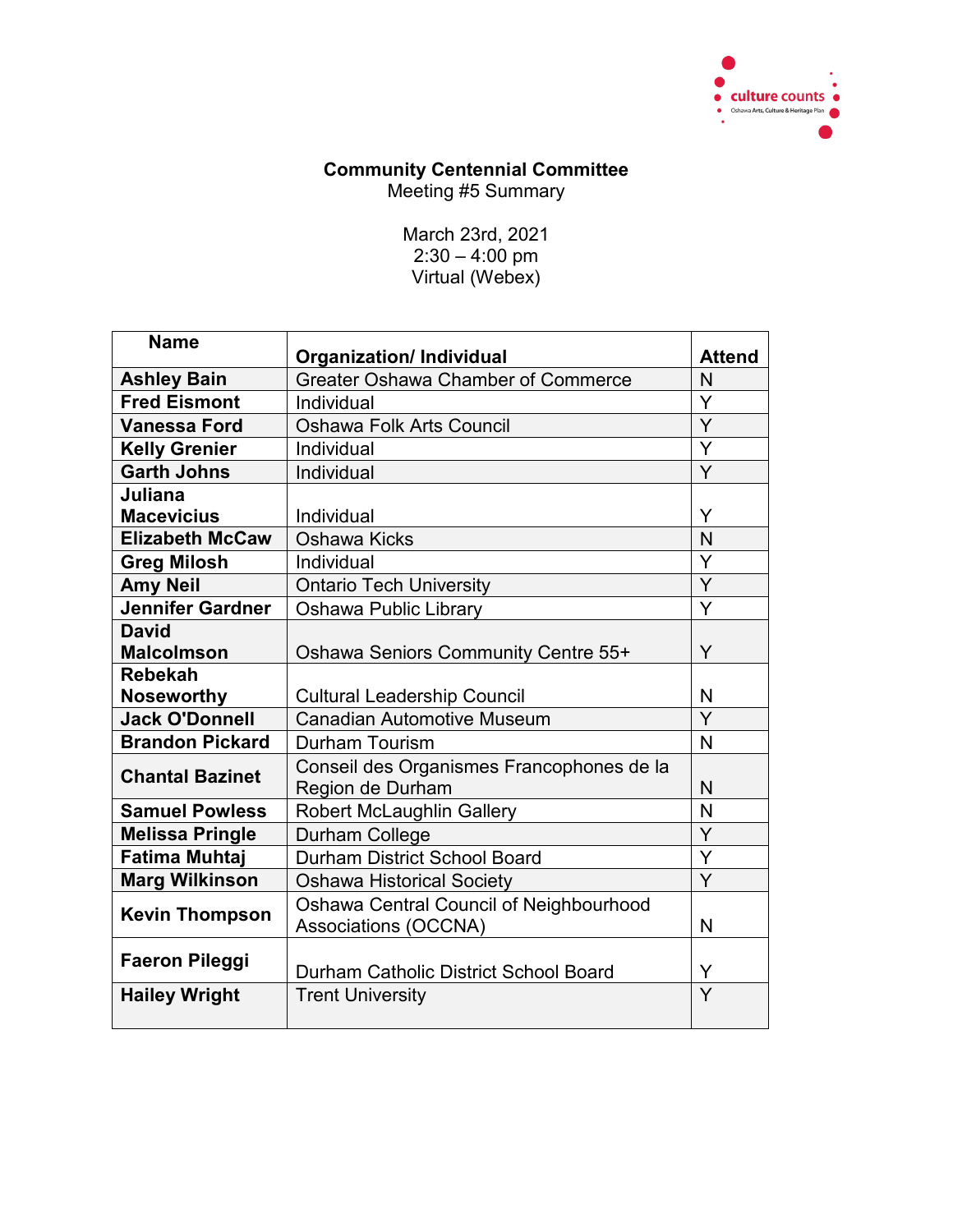# Community Centennial Committee

Meeting #5 Summary

March 23rd, 2021
2:30 – 4:00 pm
Virtual (Webex)

| Name | Organization/ Individual | Attend |
|---|---|---|
| **Ashley Bain** | Greater Oshawa Chamber of Commerce | N |
| **Fred Eismont** | Individual | Y |
| **Vanessa Ford** | Oshawa Folk Arts Council | Y |
| **Kelly Grenier** | Individual | Y |
| **Garth Johns** | Individual | Y |
| **Juliana Macevicius** | Individual | Y |
| **Elizabeth McCaw** | Oshawa Kicks | N |
| **Greg Milosh** | Individual | Y |
| **Amy Neil** | Ontario Tech University | Y |
| **Jennifer Gardner** | Oshawa Public Library | Y |
| **David Malcolmson** | Oshawa Seniors Community Centre 55+ | Y |
| **Rebekah Noseworthy** | Cultural Leadership Council | N |
| **Jack O'Donnell** | Canadian Automotive Museum | Y |
| **Brandon Pickard** | Durham Tourism | N |
| **Chantal Bazinet** | Conseil des Organismes Francophones de la Region de Durham | N |
| **Samuel Powless** | Robert McLaughlin Gallery | N |
| **Melissa Pringle** | Durham College | Y |
| **Fatima Muhtaj** | Durham District School Board | Y |
| **Marg Wilkinson** | Oshawa Historical Society | Y |
| **Kevin Thompson** | Oshawa Central Council of Neighbourhood Associations (OCCNA) | N |
| **Faeron Pileggi** | Durham Catholic District School Board | Y |
| **Hailey Wright** | Trent University | Y |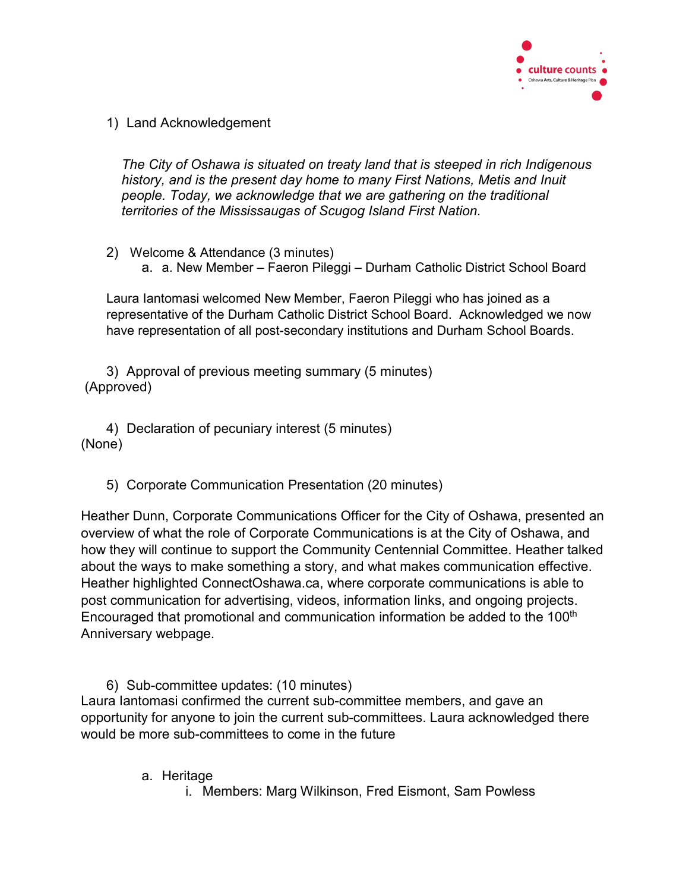1) Land Acknowledgement

*The City of Oshawa is situated on treaty land that is steeped in rich Indigenous history, and is the present day home to many First Nations, Metis and Inuit people. Today, we acknowledge that we are gathering on the traditional territories of the Mississaugas of Scugog Island First Nation.*

2) Welcome & Attendance (3 minutes)
   a. a. New Member – Faeron Pileggi – Durham Catholic District School Board

Laura Iantomasi welcomed New Member, Faeron Pileggi who has joined as a representative of the Durham Catholic District School Board. Acknowledged we now have representation of all post-secondary institutions and Durham School Boards.

3) Approval of previous meeting summary (5 minutes)
(Approved)

4) Declaration of pecuniary interest (5 minutes)
(None)

5) Corporate Communication Presentation (20 minutes)

Heather Dunn, Corporate Communications Officer for the City of Oshawa, presented an overview of what the role of Corporate Communications is at the City of Oshawa, and how they will continue to support the Community Centennial Committee. Heather talked about the ways to make something a story, and what makes communication effective. Heather highlighted ConnectOshawa.ca, where corporate communications is able to post communication for advertising, videos, information links, and ongoing projects. Encouraged that promotional and communication information be added to the 100th Anniversary webpage.

6) Sub-committee updates: (10 minutes)
Laura Iantomasi confirmed the current sub-committee members, and gave an opportunity for anyone to join the current sub-committees. Laura acknowledged there would be more sub-committees to come in the future

   a. Heritage
      i. Members: Marg Wilkinson, Fred Eismont, Sam Powless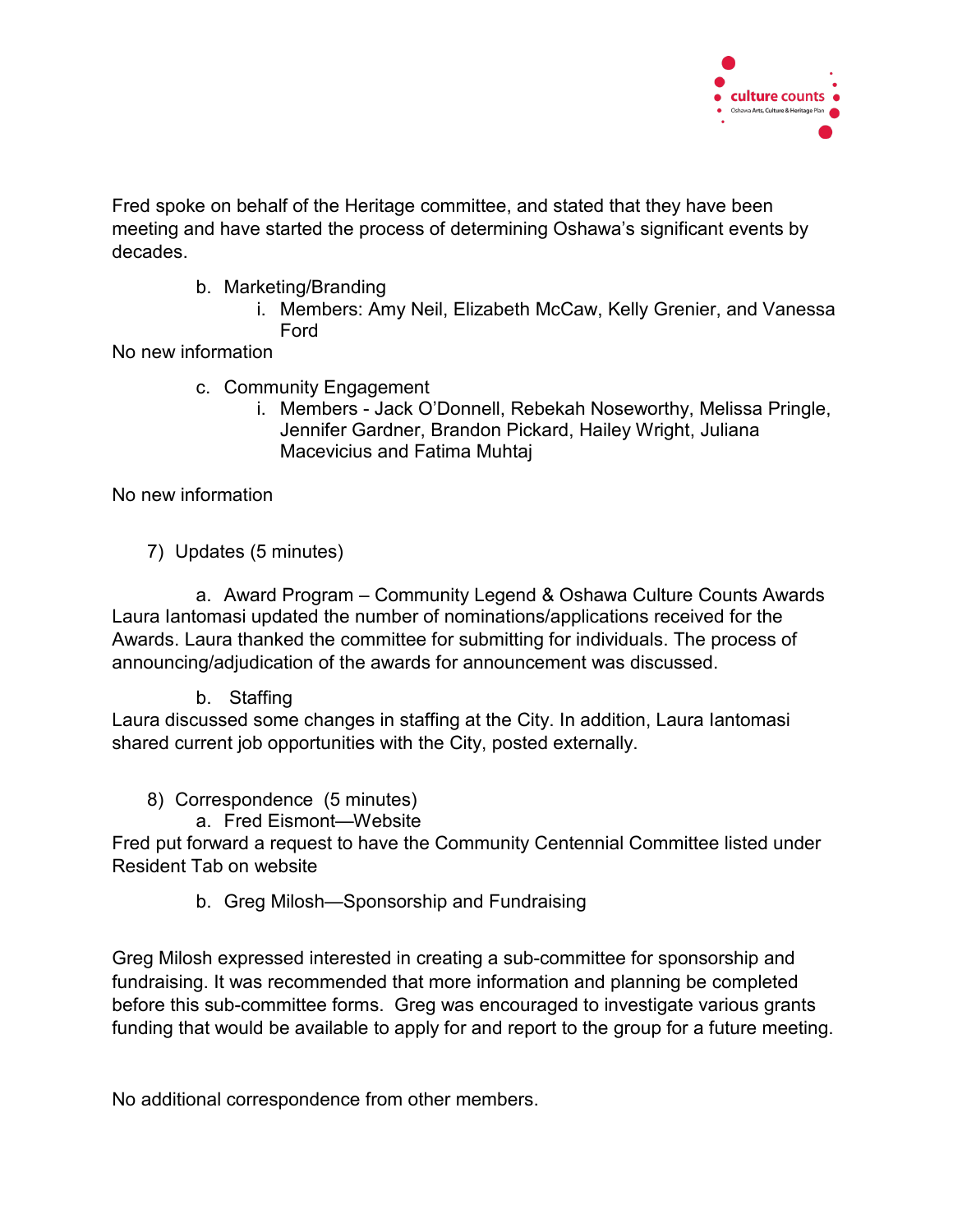Fred spoke on behalf of the Heritage committee, and stated that they have been meeting and have started the process of determining Oshawa's significant events by decades.

b. Marketing/Branding
   i. Members: Amy Neil, Elizabeth McCaw, Kelly Grenier, and Vanessa Ford

No new information

c. Community Engagement
   i. Members - Jack O'Donnell, Rebekah Noseworthy, Melissa Pringle, Jennifer Gardner, Brandon Pickard, Hailey Wright, Juliana Macevicius and Fatima Muhtaj

No new information

7) Updates (5 minutes)

a. Award Program – Community Legend & Oshawa Culture Counts Awards

Laura Iantomasi updated the number of nominations/applications received for the Awards. Laura thanked the committee for submitting for individuals. The process of announcing/adjudication of the awards for announcement was discussed.

b. Staffing

Laura discussed some changes in staffing at the City. In addition, Laura Iantomasi shared current job opportunities with the City, posted externally.

8) Correspondence (5 minutes)

a. Fred Eismont—Website

Fred put forward a request to have the Community Centennial Committee listed under Resident Tab on website

b. Greg Milosh—Sponsorship and Fundraising

Greg Milosh expressed interested in creating a sub-committee for sponsorship and fundraising. It was recommended that more information and planning be completed before this sub-committee forms. Greg was encouraged to investigate various grants funding that would be available to apply for and report to the group for a future meeting.

No additional correspondence from other members.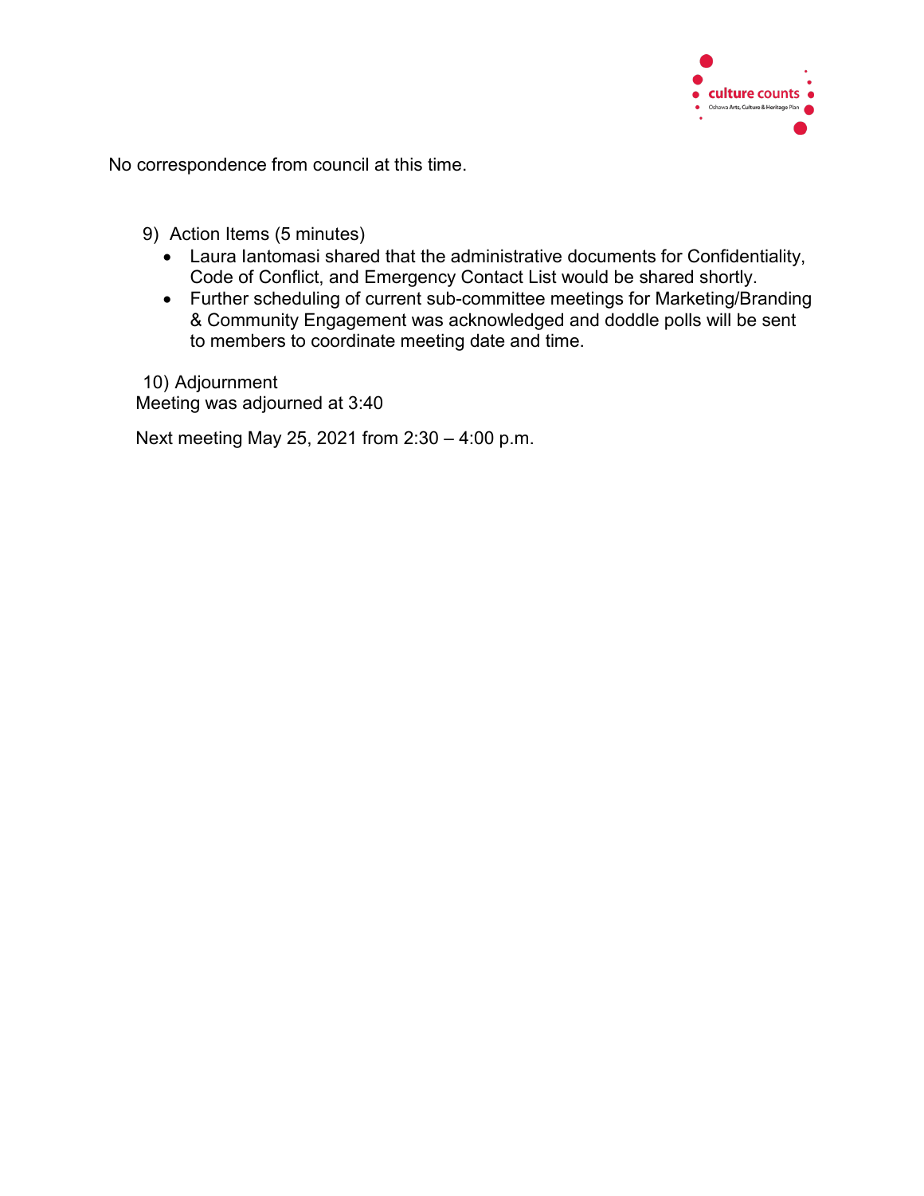No correspondence from council at this time.

9) Action Items (5 minutes)
   - Laura Iantomasi shared that the administrative documents for Confidentiality, Code of Conflict, and Emergency Contact List would be shared shortly.
   - Further scheduling of current sub-committee meetings for Marketing/Branding & Community Engagement was acknowledged and doddle polls will be sent to members to coordinate meeting date and time.

10) Adjournment

Meeting was adjourned at 3:40

Next meeting May 25, 2021 from 2:30 – 4:00 p.m.